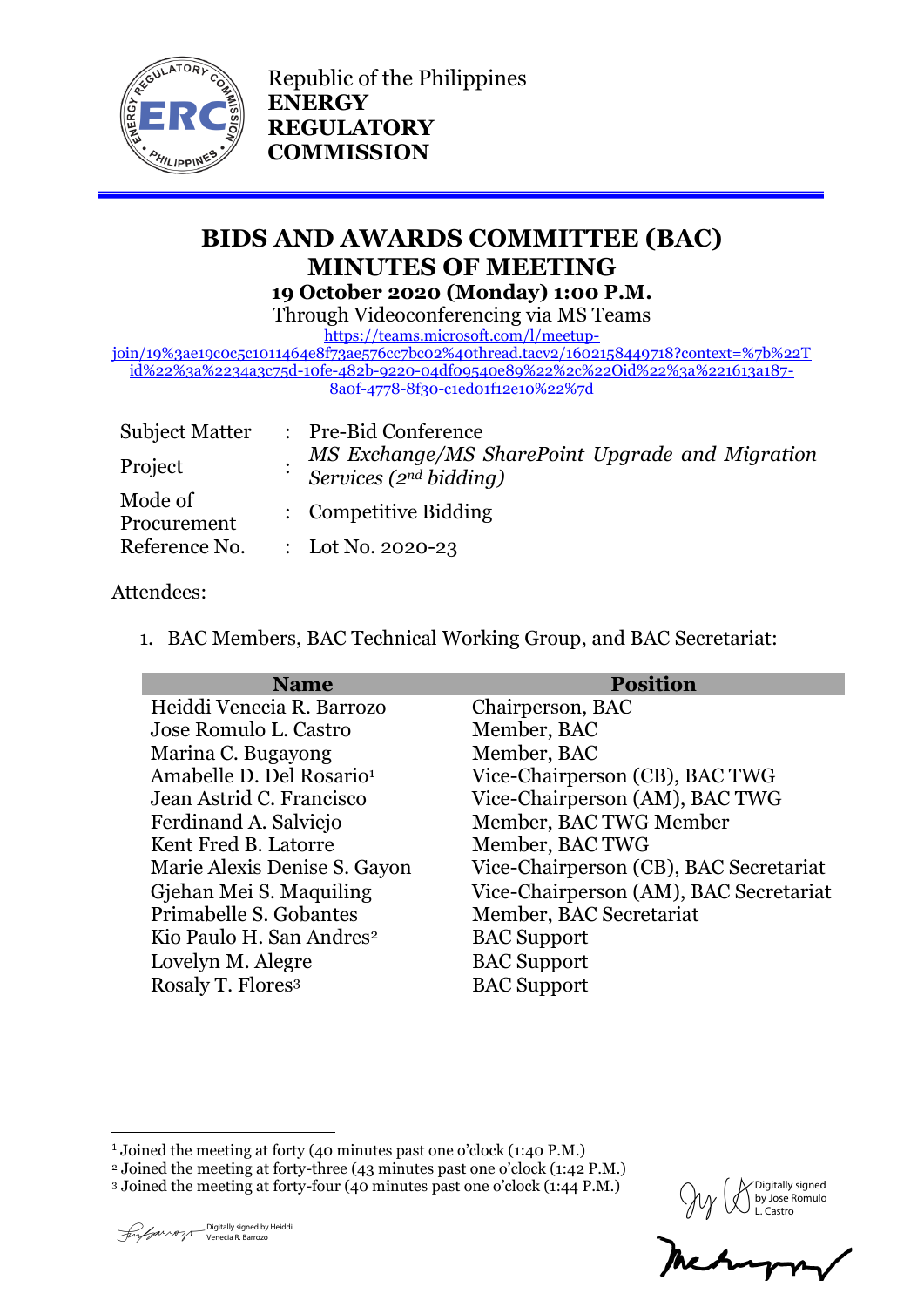Republic of the Philippines
**ENERGY REGULATORY COMMISSION**

# BIDS AND AWARDS COMMITTEE (BAC) MINUTES OF MEETING

**19 October 2020 (Monday) 1:00 P.M.**

Through Videoconferencing via MS Teams

https://teams.microsoft.com/l/meetup-join/19%3ae19c0c5c1011464e8f73ae576cc7bc02%40thread.tacv2/1602158449718?context=%7b%22Tid%22%3a%2234a3c75d-10fe-482b-9220-04df09540e89%22%2c%22Oid%22%3a%221613a187-8a0f-4778-8f30-c1ed01f12e10%22%7d

| | | |
|---|---|---|
| Subject Matter | : | Pre-Bid Conference |
| Project | : | *MS Exchange/MS SharePoint Upgrade and Migration Services (2nd bidding)* |
| Mode of Procurement | : | Competitive Bidding |
| Reference No. | : | Lot No. 2020-23 |

Attendees:

1. BAC Members, BAC Technical Working Group, and BAC Secretariat:

| Name | Position |
|---|---|
| Heiddi Venecia R. Barrozo | Chairperson, BAC |
| Jose Romulo L. Castro | Member, BAC |
| Marina C. Bugayong | Member, BAC |
| Amabelle D. Del Rosario[1] | Vice-Chairperson (CB), BAC TWG |
| Jean Astrid C. Francisco | Vice-Chairperson (AM), BAC TWG |
| Ferdinand A. Salviejo | Member, BAC TWG Member |
| Kent Fred B. Latorre | Member, BAC TWG |
| Marie Alexis Denise S. Gayon | Vice-Chairperson (CB), BAC Secretariat |
| Gjehan Mei S. Maquiling | Vice-Chairperson (AM), BAC Secretariat |
| Primabelle S. Gobantes | Member, BAC Secretariat |
| Kio Paulo H. San Andres[2] | BAC Support |
| Lovelyn M. Alegre | BAC Support |
| Rosaly T. Flores[3] | BAC Support |

[1] Joined the meeting at forty (40 minutes past one o'clock (1:40 P.M.)

[2] Joined the meeting at forty-three (43 minutes past one o'clock (1:42 P.M.)

[3] Joined the meeting at forty-four (40 minutes past one o'clock (1:44 P.M.)

Digitally signed by Heiddi Venecia R. Barrozo

Digitally signed by Jose Romulo L. Castro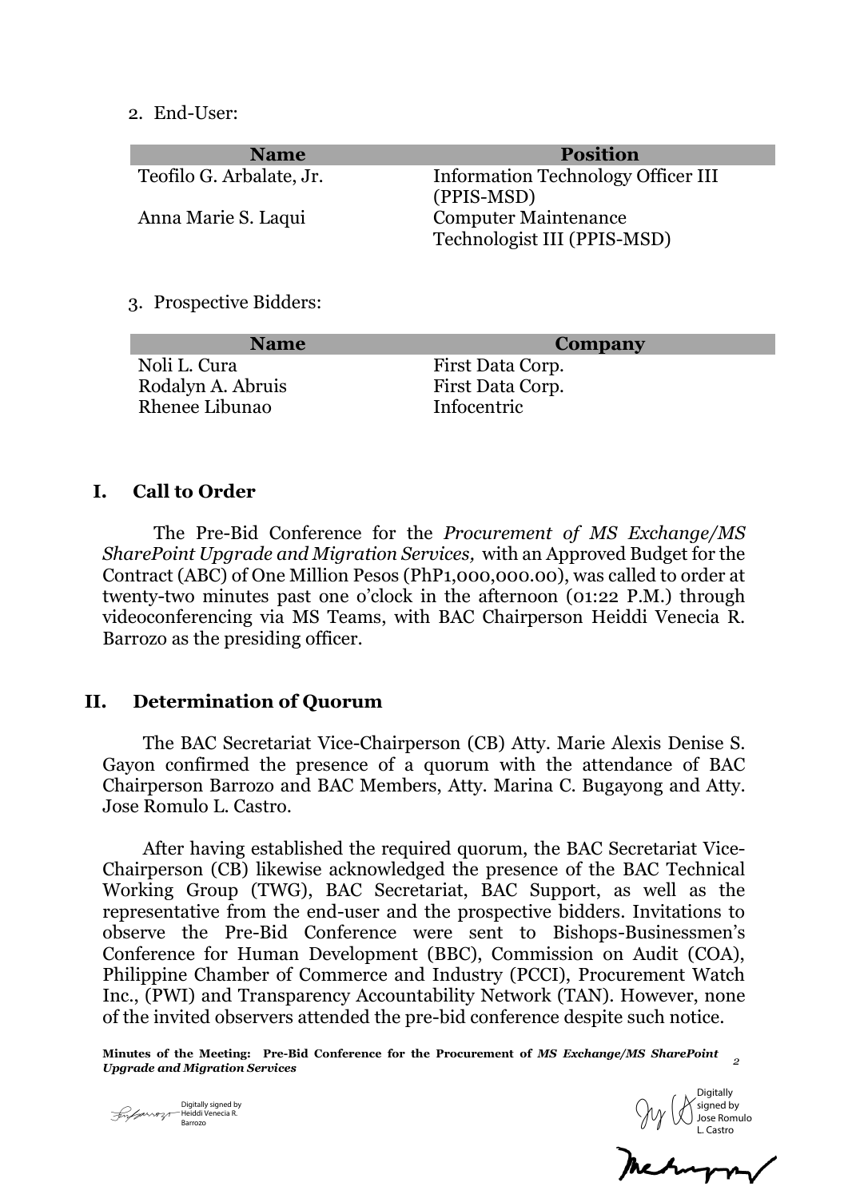2. End-User:

| Name | Position |
| --- | --- |
| Teofilo G. Arbalate, Jr. | Information Technology Officer III (PPIS-MSD) |
| Anna Marie S. Laqui | Computer Maintenance Technologist III (PPIS-MSD) |

3. Prospective Bidders:

| Name | Company |
| --- | --- |
| Noli L. Cura | First Data Corp. |
| Rodalyn A. Abruis | First Data Corp. |
| Rhenee Libunao | Infocentric |

## I. Call to Order

The Pre-Bid Conference for the *Procurement of MS Exchange/MS SharePoint Upgrade and Migration Services,* with an Approved Budget for the Contract (ABC) of One Million Pesos (PhP1,000,000.00), was called to order at twenty-two minutes past one o'clock in the afternoon (01:22 P.M.) through videoconferencing via MS Teams, with BAC Chairperson Heiddi Venecia R. Barrozo as the presiding officer.

## II. Determination of Quorum

The BAC Secretariat Vice-Chairperson (CB) Atty. Marie Alexis Denise S. Gayon confirmed the presence of a quorum with the attendance of BAC Chairperson Barrozo and BAC Members, Atty. Marina C. Bugayong and Atty. Jose Romulo L. Castro.

After having established the required quorum, the BAC Secretariat Vice-Chairperson (CB) likewise acknowledged the presence of the BAC Technical Working Group (TWG), BAC Secretariat, BAC Support, as well as the representative from the end-user and the prospective bidders. Invitations to observe the Pre-Bid Conference were sent to Bishops-Businessmen's Conference for Human Development (BBC), Commission on Audit (COA), Philippine Chamber of Commerce and Industry (PCCI), Procurement Watch Inc., (PWI) and Transparency Accountability Network (TAN). However, none of the invited observers attended the pre-bid conference despite such notice.

Digitally signed by Heiddi Venecia R. Barrozo

Digitally signed by Jose Romulo L. Castro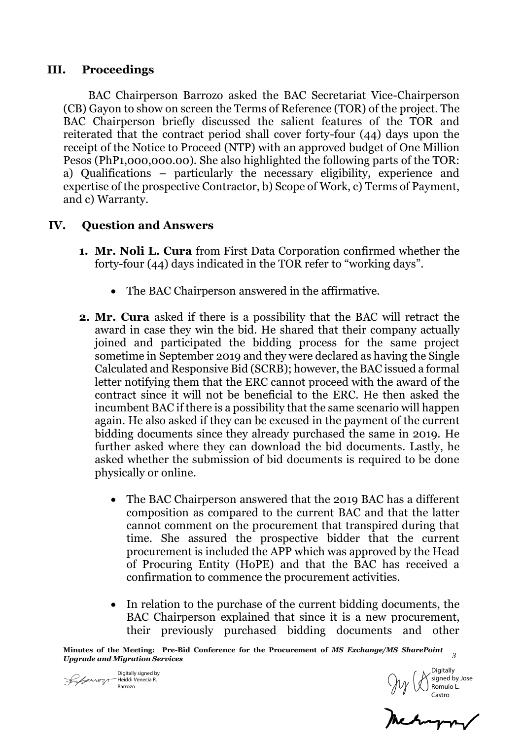## III. Proceedings

BAC Chairperson Barrozo asked the BAC Secretariat Vice-Chairperson (CB) Gayon to show on screen the Terms of Reference (TOR) of the project. The BAC Chairperson briefly discussed the salient features of the TOR and reiterated that the contract period shall cover forty-four (44) days upon the receipt of the Notice to Proceed (NTP) with an approved budget of One Million Pesos (PhP1,000,000.00). She also highlighted the following parts of the TOR: a) Qualifications – particularly the necessary eligibility, experience and expertise of the prospective Contractor, b) Scope of Work, c) Terms of Payment, and c) Warranty.

## IV. Question and Answers

1. **Mr. Noli L. Cura** from First Data Corporation confirmed whether the forty-four (44) days indicated in the TOR refer to "working days".

   - The BAC Chairperson answered in the affirmative.

2. **Mr. Cura** asked if there is a possibility that the BAC will retract the award in case they win the bid. He shared that their company actually joined and participated the bidding process for the same project sometime in September 2019 and they were declared as having the Single Calculated and Responsive Bid (SCRB); however, the BAC issued a formal letter notifying them that the ERC cannot proceed with the award of the contract since it will not be beneficial to the ERC. He then asked the incumbent BAC if there is a possibility that the same scenario will happen again. He also asked if they can be excused in the payment of the current bidding documents since they already purchased the same in 2019. He further asked where they can download the bid documents. Lastly, he asked whether the submission of bid documents is required to be done physically or online.

   - The BAC Chairperson answered that the 2019 BAC has a different composition as compared to the current BAC and that the latter cannot comment on the procurement that transpired during that time. She assured the prospective bidder that the current procurement is included the APP which was approved by the Head of Procuring Entity (HoPE) and that the BAC has received a confirmation to commence the procurement activities.

   - In relation to the purchase of the current bidding documents, the BAC Chairperson explained that since it is a new procurement, their previously purchased bidding documents and other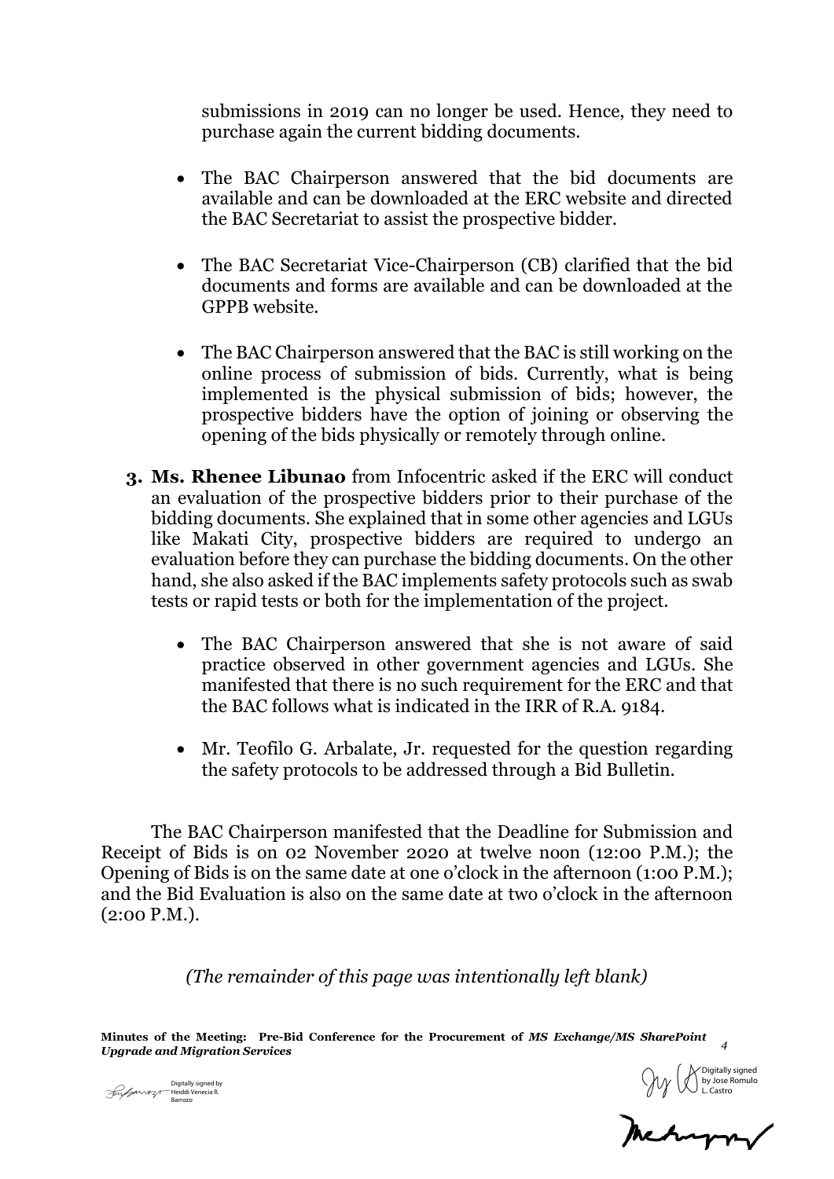submissions in 2019 can no longer be used. Hence, they need to purchase again the current bidding documents.

- The BAC Chairperson answered that the bid documents are available and can be downloaded at the ERC website and directed the BAC Secretariat to assist the prospective bidder.

- The BAC Secretariat Vice-Chairperson (CB) clarified that the bid documents and forms are available and can be downloaded at the GPPB website.

- The BAC Chairperson answered that the BAC is still working on the online process of submission of bids. Currently, what is being implemented is the physical submission of bids; however, the prospective bidders have the option of joining or observing the opening of the bids physically or remotely through online.

3. **Ms. Rhenee Libunao** from Infocentric asked if the ERC will conduct an evaluation of the prospective bidders prior to their purchase of the bidding documents. She explained that in some other agencies and LGUs like Makati City, prospective bidders are required to undergo an evaluation before they can purchase the bidding documents. On the other hand, she also asked if the BAC implements safety protocols such as swab tests or rapid tests or both for the implementation of the project.

   - The BAC Chairperson answered that she is not aware of said practice observed in other government agencies and LGUs. She manifested that there is no such requirement for the ERC and that the BAC follows what is indicated in the IRR of R.A. 9184.

   - Mr. Teofilo G. Arbalate, Jr. requested for the question regarding the safety protocols to be addressed through a Bid Bulletin.

The BAC Chairperson manifested that the Deadline for Submission and Receipt of Bids is on 02 November 2020 at twelve noon (12:00 P.M.); the Opening of Bids is on the same date at one o'clock in the afternoon (1:00 P.M.); and the Bid Evaluation is also on the same date at two o'clock in the afternoon (2:00 P.M.).

*(The remainder of this page was intentionally left blank)*

Digitally signed by Heiddi Venecia R. Barrozo

Digitally signed by Jose Romulo L. Castro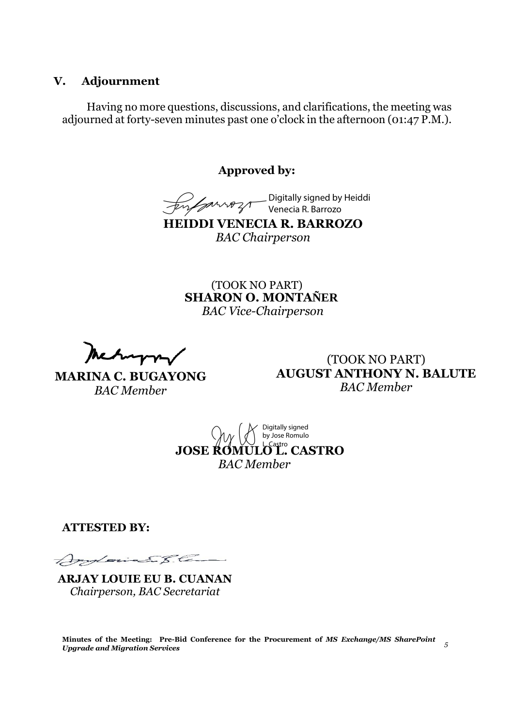## V. Adjournment

Having no more questions, discussions, and clarifications, the meeting was adjourned at forty-seven minutes past one o'clock in the afternoon (01:47 P.M.).

**Approved by:**

Digitally signed by Heiddi Venecia R. Barrozo

**HEIDDI VENECIA R. BARROZO**
*BAC Chairperson*

(TOOK NO PART)
**SHARON O. MONTAÑER**
*BAC Vice-Chairperson*

**MARINA C. BUGAYONG**
*BAC Member*

(TOOK NO PART)
**AUGUST ANTHONY N. BALUTE**
*BAC Member*

Digitally signed by Jose Romulo L. Castro

**JOSE ROMULO L. CASTRO**
*BAC Member*

**ATTESTED BY:**

**ARJAY LOUIE EU B. CUANAN**
*Chairperson, BAC Secretariat*